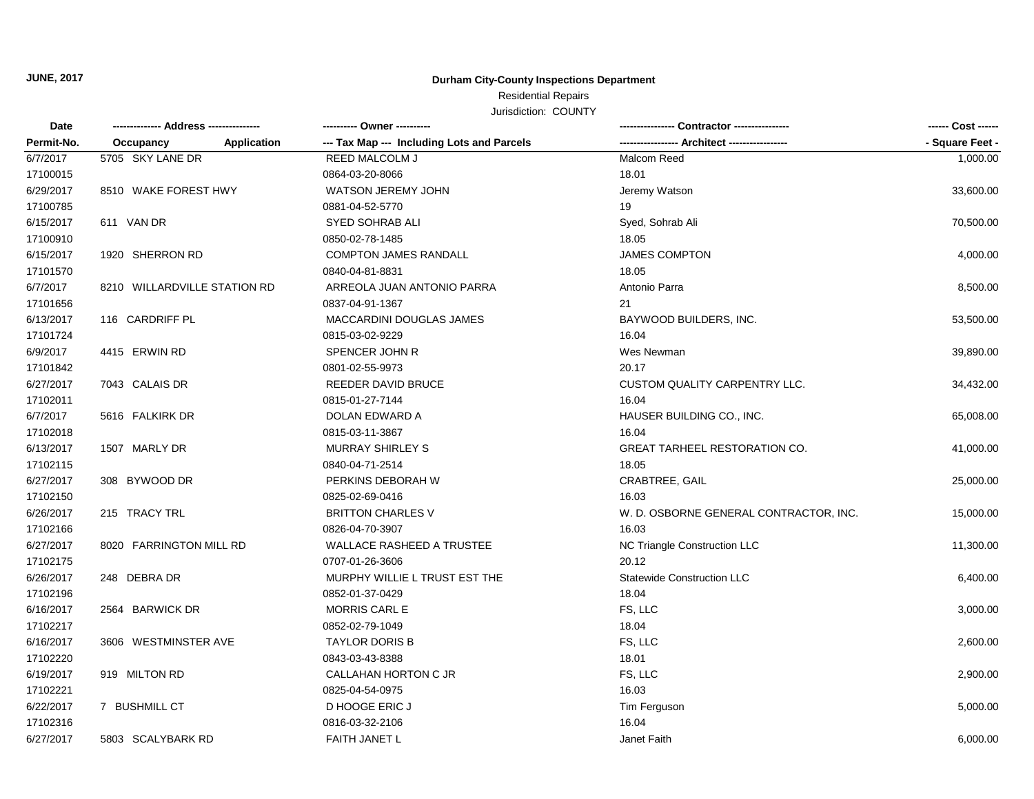**JUNE, 2017**

**Durham City-County Inspections Department**

Residential Repairs

Jurisdiction: COUNTY

| Date / Permit-No. | Address / Occupancy / Application | Owner / Tax Map --- Including Lots and Parcels | Contractor / Architect | Cost / Square Feet |
|---|---|---|---|---|
| 6/7/2017<br>17100015 | 5705 SKY LANE DR | REED MALCOLM J<br>0864-03-20-8066 | Malcom Reed<br>18.01 | 1,000.00 |
| 6/29/2017<br>17100785 | 8510 WAKE FOREST HWY | WATSON JEREMY JOHN<br>0881-04-52-5770 | Jeremy Watson<br>19 | 33,600.00 |
| 6/15/2017<br>17100910 | 611 VAN DR | SYED SOHRAB ALI<br>0850-02-78-1485 | Syed, Sohrab Ali<br>18.05 | 70,500.00 |
| 6/15/2017<br>17101570 | 1920 SHERRON RD | COMPTON JAMES RANDALL<br>0840-04-81-8831 | JAMES COMPTON<br>18.05 | 4,000.00 |
| 6/7/2017<br>17101656 | 8210 WILLARDVILLE STATION RD | ARREOLA JUAN ANTONIO PARRA<br>0837-04-91-1367 | Antonio Parra<br>21 | 8,500.00 |
| 6/13/2017<br>17101724 | 116 CARDRIFF PL | MACCARDINI DOUGLAS JAMES<br>0815-03-02-9229 | BAYWOOD BUILDERS, INC.<br>16.04 | 53,500.00 |
| 6/9/2017<br>17101842 | 4415 ERWIN RD | SPENCER JOHN R<br>0801-02-55-9973 | Wes Newman<br>20.17 | 39,890.00 |
| 6/27/2017<br>17102011 | 7043 CALAIS DR | REEDER DAVID BRUCE<br>0815-01-27-7144 | CUSTOM QUALITY CARPENTRY LLC.<br>16.04 | 34,432.00 |
| 6/7/2017<br>17102018 | 5616 FALKIRK DR | DOLAN EDWARD A<br>0815-03-11-3867 | HAUSER BUILDING CO., INC.<br>16.04 | 65,008.00 |
| 6/13/2017<br>17102115 | 1507 MARLY DR | MURRAY SHIRLEY S<br>0840-04-71-2514 | GREAT TARHEEL RESTORATION CO.<br>18.05 | 41,000.00 |
| 6/27/2017<br>17102150 | 308 BYWOOD DR | PERKINS DEBORAH W<br>0825-02-69-0416 | CRABTREE, GAIL<br>16.03 | 25,000.00 |
| 6/26/2017<br>17102166 | 215 TRACY TRL | BRITTON CHARLES V<br>0826-04-70-3907 | W. D. OSBORNE GENERAL CONTRACTOR, INC.<br>16.03 | 15,000.00 |
| 6/27/2017<br>17102175 | 8020 FARRINGTON MILL RD | WALLACE RASHEED A TRUSTEE<br>0707-01-26-3606 | NC Triangle Construction LLC<br>20.12 | 11,300.00 |
| 6/26/2017<br>17102196 | 248 DEBRA DR | MURPHY WILLIE L TRUST EST THE<br>0852-01-37-0429 | Statewide Construction LLC<br>18.04 | 6,400.00 |
| 6/16/2017<br>17102217 | 2564 BARWICK DR | MORRIS CARL E<br>0852-02-79-1049 | FS, LLC<br>18.04 | 3,000.00 |
| 6/16/2017<br>17102220 | 3606 WESTMINSTER AVE | TAYLOR DORIS B<br>0843-03-43-8388 | FS, LLC<br>18.01 | 2,600.00 |
| 6/19/2017<br>17102221 | 919 MILTON RD | CALLAHAN HORTON C JR<br>0825-04-54-0975 | FS, LLC<br>16.03 | 2,900.00 |
| 6/22/2017<br>17102316 | 7 BUSHMILL CT | D HOOGE ERIC J<br>0816-03-32-2106 | Tim Ferguson<br>16.04 | 5,000.00 |
| 6/27/2017 | 5803 SCALYBARK RD | FAITH JANET L | Janet Faith | 6,000.00 |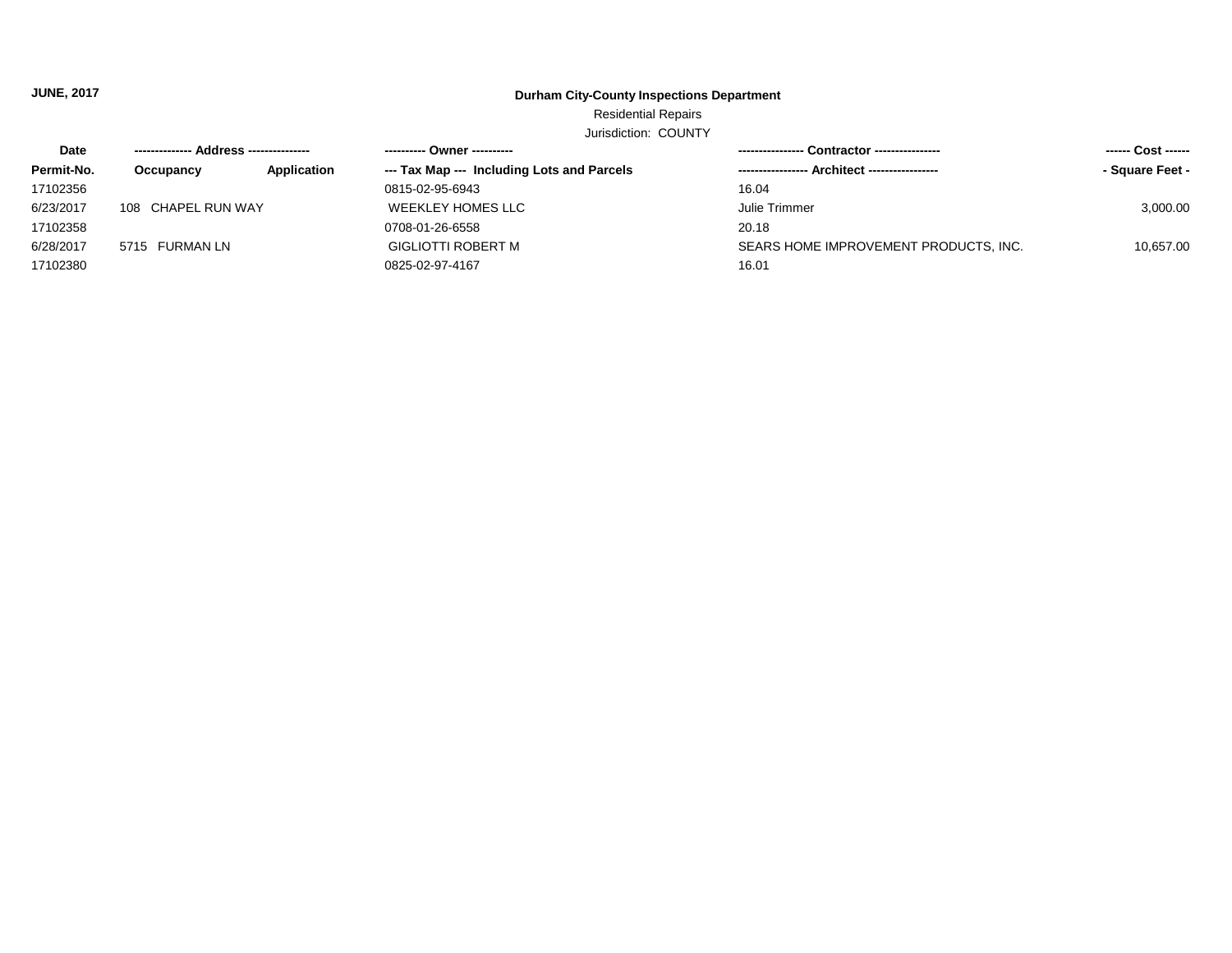**JUNE, 2017**

**Durham City-County Inspections Department**

Residential Repairs

Jurisdiction: COUNTY

| Date | -------------- Address --------------- | | ---------- Owner ---------- | ---------------- Contractor ---------------- | ------ Cost ------ |
|---|---|---|---|---|---|
| **Permit-No.** | **Occupancy** | **Application** | **--- Tax Map --- Including Lots and Parcels** | **----------------- Architect -----------------** | **- Square Feet -** |
| 17102356 | | | 0815-02-95-6943 | 16.04 | |
| 6/23/2017 | 108 CHAPEL RUN WAY | | WEEKLEY HOMES LLC | Julie Trimmer | 3,000.00 |
| 17102358 | | | 0708-01-26-6558 | 20.18 | |
| 6/28/2017 | 5715 FURMAN LN | | GIGLIOTTI ROBERT M | SEARS HOME IMPROVEMENT PRODUCTS, INC. | 10,657.00 |
| 17102380 | | | 0825-02-97-4167 | 16.01 | |